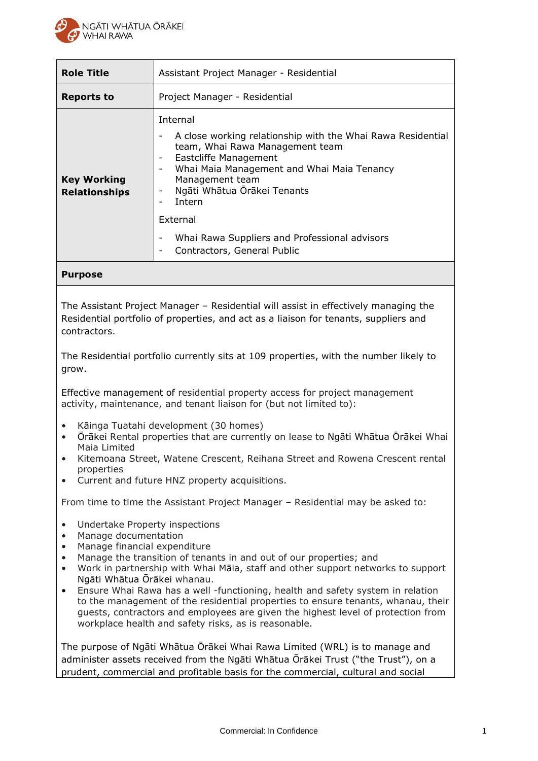NGĀTI WHĀTUA ŌRĀKEI WHAI RAWA

| Role Title | Assistant Project Manager - Residential |
|---|---|
| Reports to | Project Manager - Residential |
| Key Working Relationships | Internal<br>- A close working relationship with the Whai Rawa Residential team, Whai Rawa Management team<br>- Eastcliffe Management<br>- Whai Maia Management and Whai Maia Tenancy Management team<br>- Ngāti Whātua Ōrākei Tenants<br>- Intern<br><br>External<br>- Whai Rawa Suppliers and Professional advisors<br>- Contractors, General Public |

**Purpose**

The Assistant Project Manager – Residential will assist in effectively managing the Residential portfolio of properties, and act as a liaison for tenants, suppliers and contractors.

The Residential portfolio currently sits at 109 properties, with the number likely to grow.

Effective management of residential property access for project management activity, maintenance, and tenant liaison for (but not limited to):

- Kāinga Tuatahi development (30 homes)
- Ōrākei Rental properties that are currently on lease to Ngāti Whātua Ōrākei Whai Maia Limited
- Kitemoana Street, Watene Crescent, Reihana Street and Rowena Crescent rental properties
- Current and future HNZ property acquisitions.

From time to time the Assistant Project Manager – Residential may be asked to:

- Undertake Property inspections
- Manage documentation
- Manage financial expenditure
- Manage the transition of tenants in and out of our properties; and
- Work in partnership with Whai Māia, staff and other support networks to support Ngāti Whātua Ōrākei whanau.
- Ensure Whai Rawa has a well -functioning, health and safety system in relation to the management of the residential properties to ensure tenants, whanau, their guests, contractors and employees are given the highest level of protection from workplace health and safety risks, as is reasonable.

The purpose of Ngāti Whātua Ōrākei Whai Rawa Limited (WRL) is to manage and administer assets received from the Ngāti Whātua Ōrākei Trust ("the Trust"), on a prudent, commercial and profitable basis for the commercial, cultural and social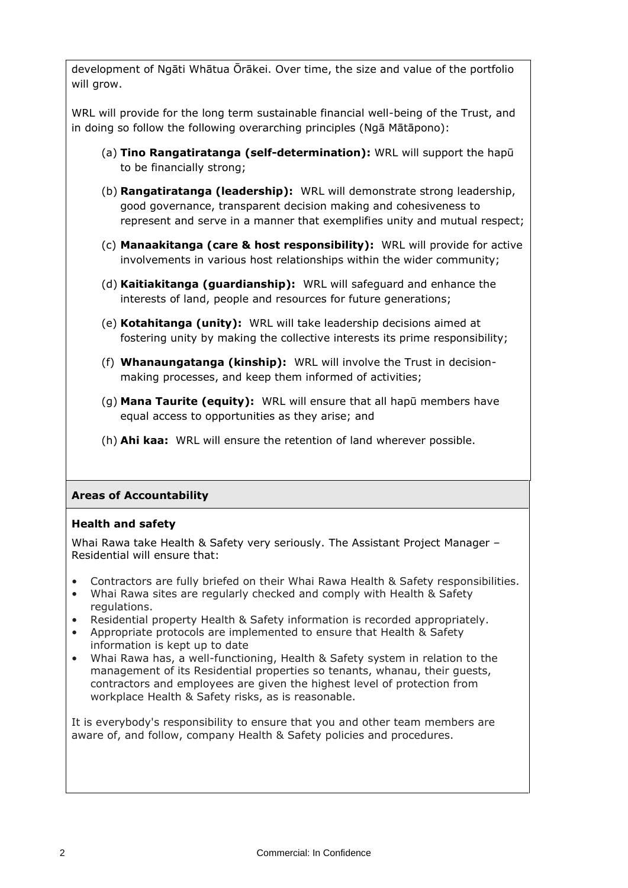development of Ngāti Whātua Ōrākei. Over time, the size and value of the portfolio will grow.

WRL will provide for the long term sustainable financial well-being of the Trust, and in doing so follow the following overarching principles (Ngā Mātāpono):

(a) **Tino Rangatiratanga (self-determination):** WRL will support the hapū to be financially strong;

(b) **Rangatiratanga (leadership):** WRL will demonstrate strong leadership, good governance, transparent decision making and cohesiveness to represent and serve in a manner that exemplifies unity and mutual respect;

(c) **Manaakitanga (care & host responsibility):** WRL will provide for active involvements in various host relationships within the wider community;

(d) **Kaitiakitanga (guardianship):** WRL will safeguard and enhance the interests of land, people and resources for future generations;

(e) **Kotahitanga (unity):** WRL will take leadership decisions aimed at fostering unity by making the collective interests its prime responsibility;

(f) **Whanaungatanga (kinship):** WRL will involve the Trust in decision-making processes, and keep them informed of activities;

(g) **Mana Taurite (equity):** WRL will ensure that all hapū members have equal access to opportunities as they arise; and

(h) **Ahi kaa:** WRL will ensure the retention of land wherever possible.

## Areas of Accountability

### Health and safety

Whai Rawa take Health & Safety very seriously. The Assistant Project Manager – Residential will ensure that:

- Contractors are fully briefed on their Whai Rawa Health & Safety responsibilities.
- Whai Rawa sites are regularly checked and comply with Health & Safety regulations.
- Residential property Health & Safety information is recorded appropriately.
- Appropriate protocols are implemented to ensure that Health & Safety information is kept up to date
- Whai Rawa has, a well-functioning, Health & Safety system in relation to the management of its Residential properties so tenants, whanau, their guests, contractors and employees are given the highest level of protection from workplace Health & Safety risks, as is reasonable.

It is everybody's responsibility to ensure that you and other team members are aware of, and follow, company Health & Safety policies and procedures.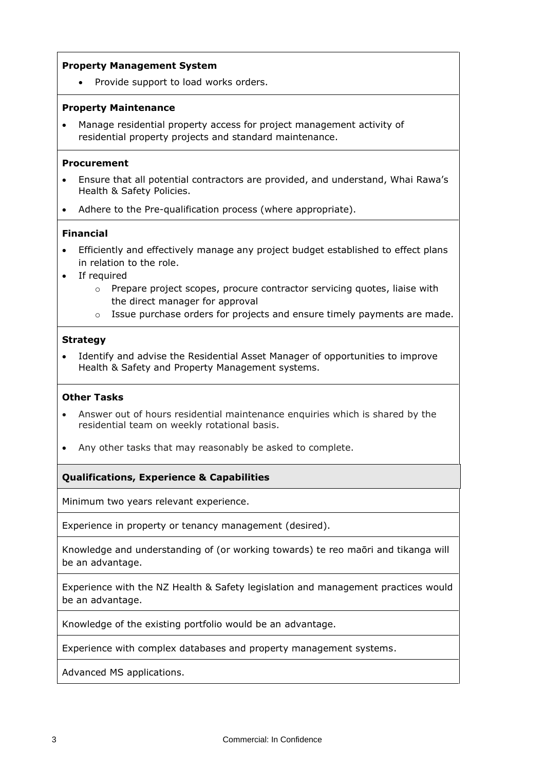**Property Management System**

- Provide support to load works orders.

**Property Maintenance**

- Manage residential property access for project management activity of residential property projects and standard maintenance.

**Procurement**

- Ensure that all potential contractors are provided, and understand, Whai Rawa's Health & Safety Policies.
- Adhere to the Pre-qualification process (where appropriate).

**Financial**

- Efficiently and effectively manage any project budget established to effect plans in relation to the role.
- If required
  - Prepare project scopes, procure contractor servicing quotes, liaise with the direct manager for approval
  - Issue purchase orders for projects and ensure timely payments are made.

**Strategy**

- Identify and advise the Residential Asset Manager of opportunities to improve Health & Safety and Property Management systems.

**Other Tasks**

- Answer out of hours residential maintenance enquiries which is shared by the residential team on weekly rotational basis.
- Any other tasks that may reasonably be asked to complete.

| **Qualifications, Experience & Capabilities** |
| --- |
| Minimum two years relevant experience. |
| Experience in property or tenancy management (desired). |
| Knowledge and understanding of (or working towards) te reo maōri and tikanga will be an advantage. |
| Experience with the NZ Health & Safety legislation and management practices would be an advantage. |
| Knowledge of the existing portfolio would be an advantage. |
| Experience with complex databases and property management systems. |
| Advanced MS applications. |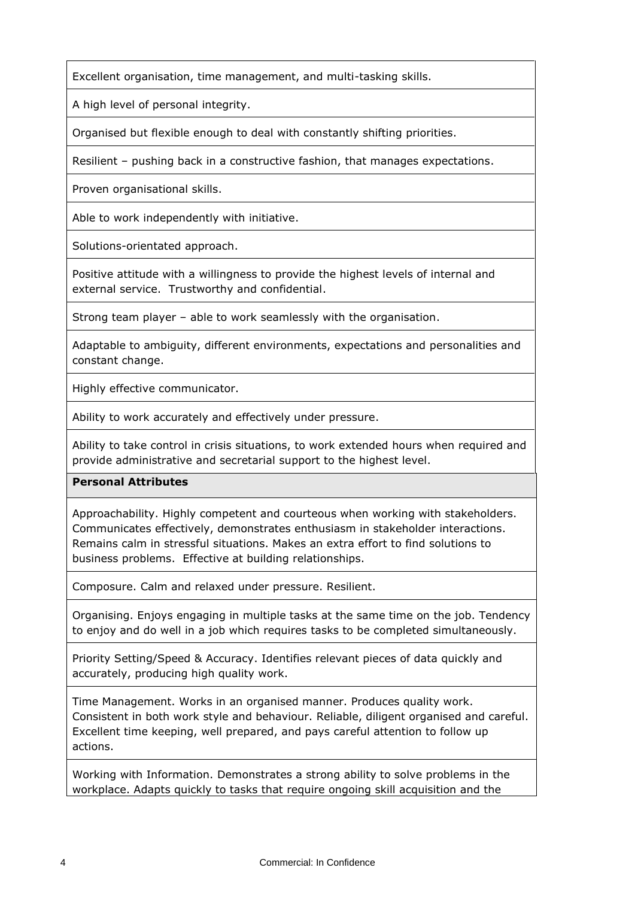| |
|---|
| Excellent organisation, time management, and multi-tasking skills. |
| A high level of personal integrity. |
| Organised but flexible enough to deal with constantly shifting priorities. |
| Resilient – pushing back in a constructive fashion, that manages expectations. |
| Proven organisational skills. |
| Able to work independently with initiative. |
| Solutions-orientated approach. |
| Positive attitude with a willingness to provide the highest levels of internal and external service. Trustworthy and confidential. |
| Strong team player – able to work seamlessly with the organisation. |
| Adaptable to ambiguity, different environments, expectations and personalities and constant change. |
| Highly effective communicator. |
| Ability to work accurately and effectively under pressure. |
| Ability to take control in crisis situations, to work extended hours when required and provide administrative and secretarial support to the highest level. |
| **Personal Attributes** |
| Approachability. Highly competent and courteous when working with stakeholders. Communicates effectively, demonstrates enthusiasm in stakeholder interactions. Remains calm in stressful situations. Makes an extra effort to find solutions to business problems. Effective at building relationships. |
| Composure. Calm and relaxed under pressure. Resilient. |
| Organising. Enjoys engaging in multiple tasks at the same time on the job. Tendency to enjoy and do well in a job which requires tasks to be completed simultaneously. |
| Priority Setting/Speed & Accuracy. Identifies relevant pieces of data quickly and accurately, producing high quality work. |
| Time Management. Works in an organised manner. Produces quality work. Consistent in both work style and behaviour. Reliable, diligent organised and careful. Excellent time keeping, well prepared, and pays careful attention to follow up actions. |
| Working with Information. Demonstrates a strong ability to solve problems in the workplace. Adapts quickly to tasks that require ongoing skill acquisition and the |

Commercial: In Confidence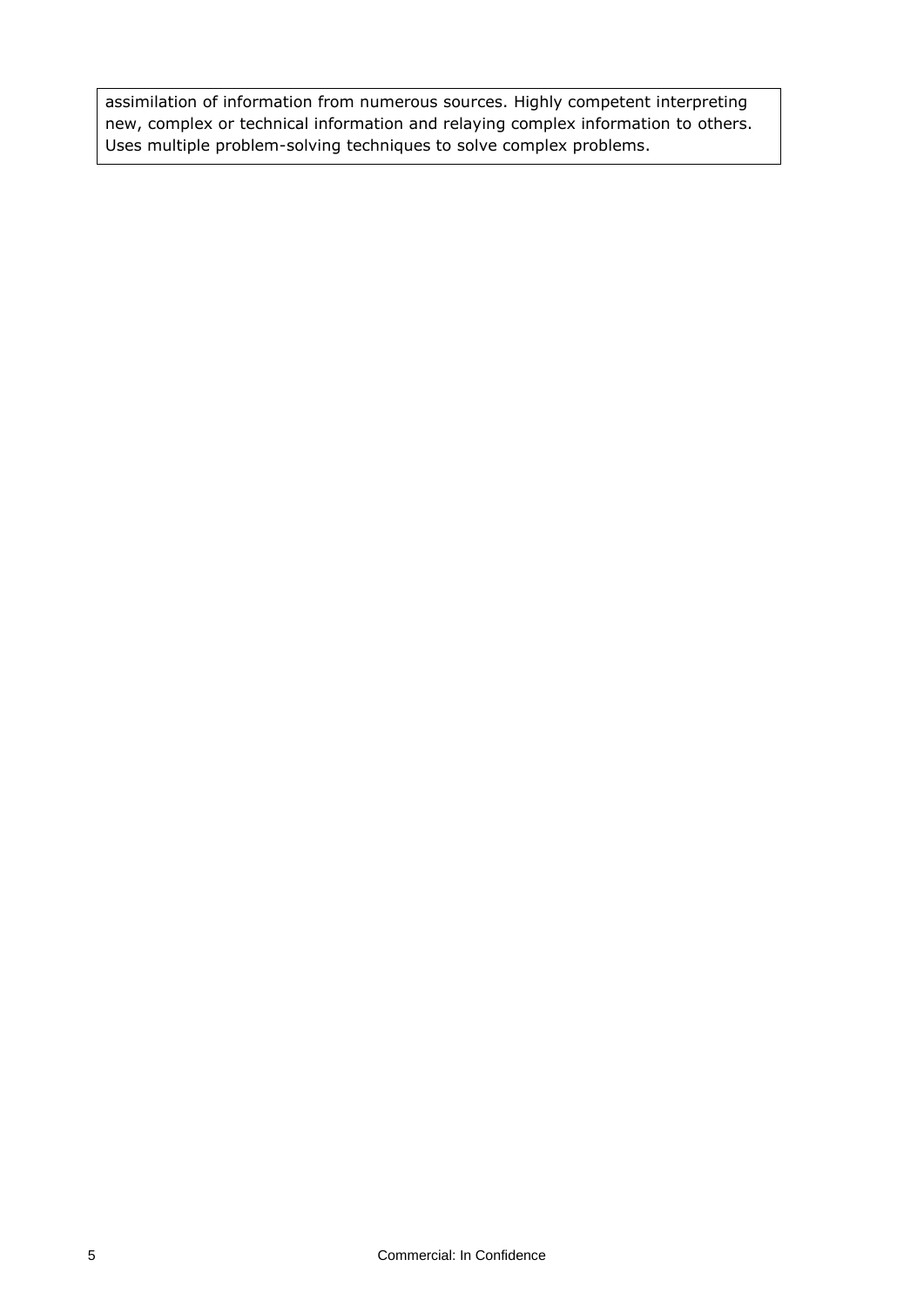assimilation of information from numerous sources. Highly competent interpreting new, complex or technical information and relaying complex information to others. Uses multiple problem-solving techniques to solve complex problems.